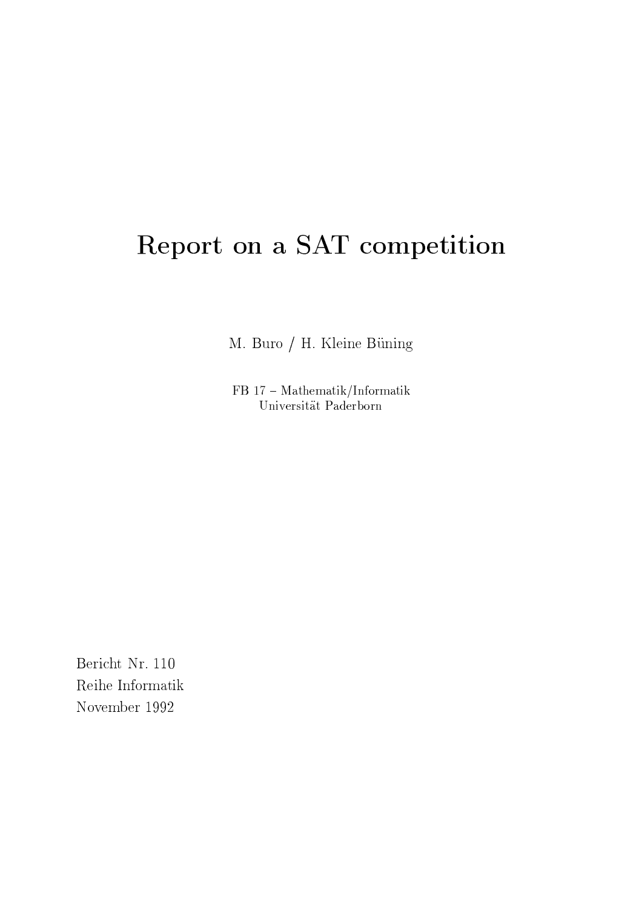# Report on a SAT competition

M. Buro / H. Kleine Büning

FB 17 – Mathematik/Informatik
Universität Paderborn

Bericht Nr. 110
Reihe Informatik
November 1992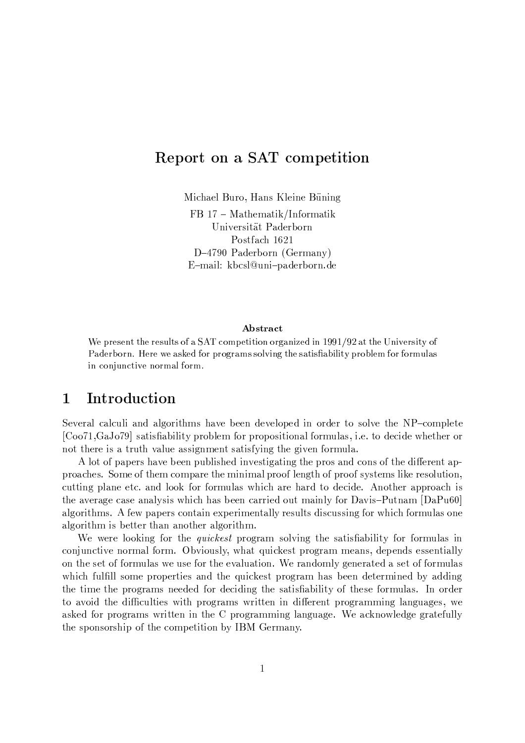# Report on a SAT competition

Michael Buro, Hans Kleine Büning

FB 17 – Mathematik/Informatik
Universität Paderborn
Postfach 1621
D–4790 Paderborn (Germany)
E–mail: kbcsl@uni–paderborn.de

**Abstract**

We present the results of a SAT competition organized in 1991/92 at the University of Paderborn. Here we asked for programs solving the satisfiability problem for formulas in conjunctive normal form.

## 1 Introduction

Several calculi and algorithms have been developed in order to solve the NP–complete [Coo71,GaJo79] satisfiability problem for propositional formulas, i.e. to decide whether or not there is a truth value assignment satisfying the given formula.

A lot of papers have been published investigating the pros and cons of the different approaches. Some of them compare the minimal proof length of proof systems like resolution, cutting plane etc. and look for formulas which are hard to decide. Another approach is the average case analysis which has been carried out mainly for Davis–Putnam [DaPu60] algorithms. A few papers contain experimentally results discussing for which formulas one algorithm is better than another algorithm.

We were looking for the *quickest* program solving the satisfiability for formulas in conjunctive normal form. Obviously, what quickest program means, depends essentially on the set of formulas we use for the evaluation. We randomly generated a set of formulas which fulfill some properties and the quickest program has been determined by adding the time the programs needed for deciding the satisfiability of these formulas. In order to avoid the difficulties with programs written in different programming languages, we asked for programs written in the C programming language. We acknowledge gratefully the sponsorship of the competition by IBM Germany.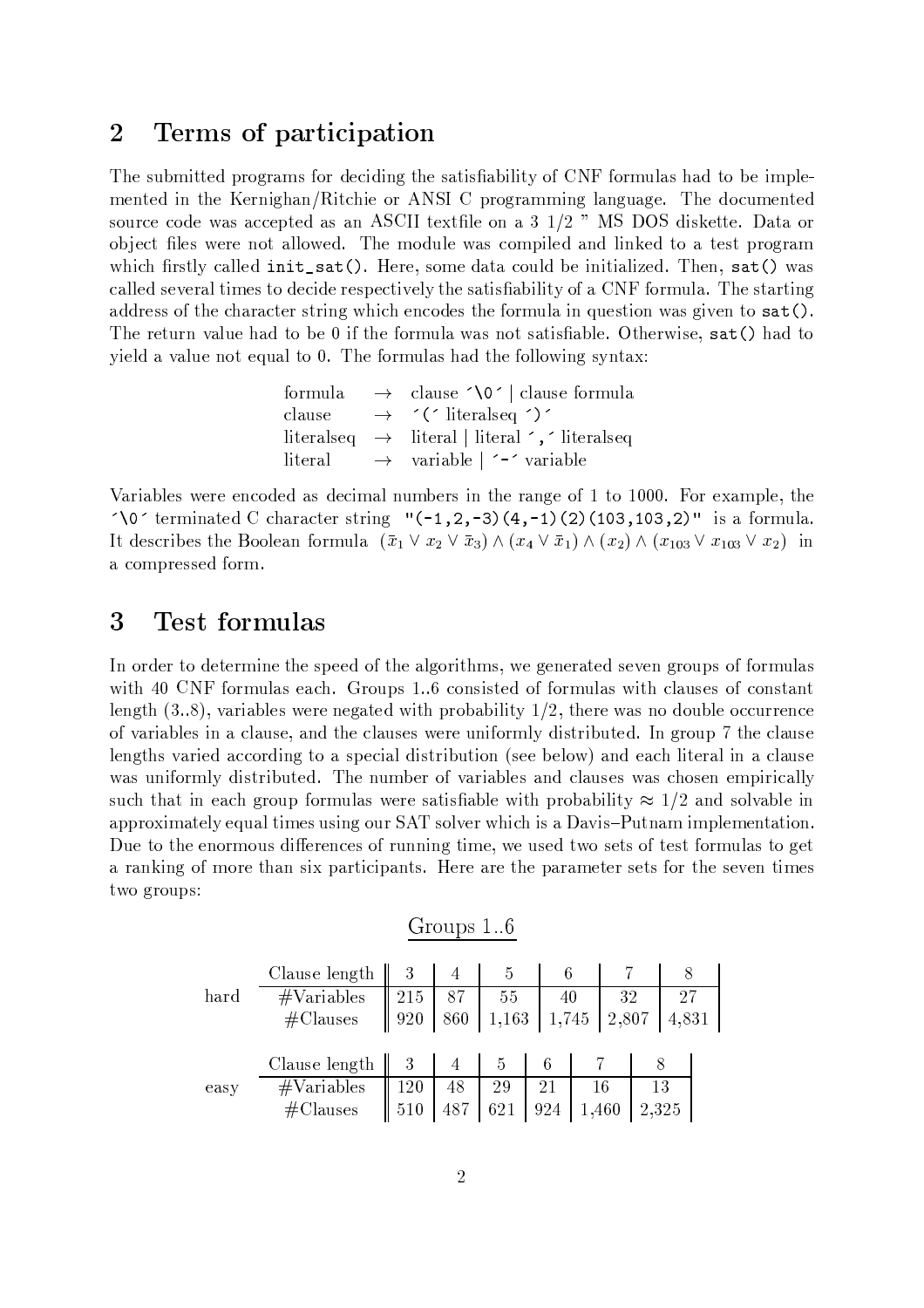## 2 Terms of participation

The submitted programs for deciding the satisfiability of CNF formulas had to be implemented in the Kernighan/Ritchie or ANSI C programming language. The documented source code was accepted as an ASCII textfile on a 3 1/2 " MS DOS diskette. Data or object files were not allowed. The module was compiled and linked to a test program which firstly called `init_sat()`. Here, some data could be initialized. Then, `sat()` was called several times to decide respectively the satisfiability of a CNF formula. The starting address of the character string which encodes the formula in question was given to `sat()`. The return value had to be 0 if the formula was not satisfiable. Otherwise, `sat()` had to yield a value not equal to 0. The formulas had the following syntax:

```
formula    →  clause '\0' | clause formula
clause     →  '(' literalseq ')'
literalseq →  literal | literal ',' literalseq
literal    →  variable | '-' variable
```

Variables were encoded as decimal numbers in the range of 1 to 1000. For example, the '\0' terminated C character string `"(-1,2,-3)(4,-1)(2)(103,103,2)"` is a formula. It describes the Boolean formula $(\bar{x}_1 \vee x_2 \vee \bar{x}_3) \wedge (x_4 \vee \bar{x}_1) \wedge (x_2) \wedge (x_{103} \vee x_{103} \vee x_2)$ in a compressed form.

## 3 Test formulas

In order to determine the speed of the algorithms, we generated seven groups of formulas with 40 CNF formulas each. Groups 1..6 consisted of formulas with clauses of constant length (3..8), variables were negated with probability 1/2, there was no double occurrence of variables in a clause, and the clauses were uniformly distributed. In group 7 the clause lengths varied according to a special distribution (see below) and each literal in a clause was uniformly distributed. The number of variables and clauses was chosen empirically such that in each group formulas were satisfiable with probability $\approx 1/2$ and solvable in approximately equal times using our SAT solver which is a Davis–Putnam implementation. Due to the enormous differences of running time, we used two sets of test formulas to get a ranking of more than six participants. Here are the parameter sets for the seven times two groups:

Groups 1..6

| | Clause length | 3 | 4 | 5 | 6 | 7 | 8 |
|---|---|---|---|---|---|---|---|
| hard | #Variables | 215 | 87 | 55 | 40 | 32 | 27 |
| | #Clauses | 920 | 860 | 1,163 | 1,745 | 2,807 | 4,831 |

| | Clause length | 3 | 4 | 5 | 6 | 7 | 8 |
|---|---|---|---|---|---|---|---|
| easy | #Variables | 120 | 48 | 29 | 21 | 16 | 13 |
| | #Clauses | 510 | 487 | 621 | 924 | 1,460 | 2,325 |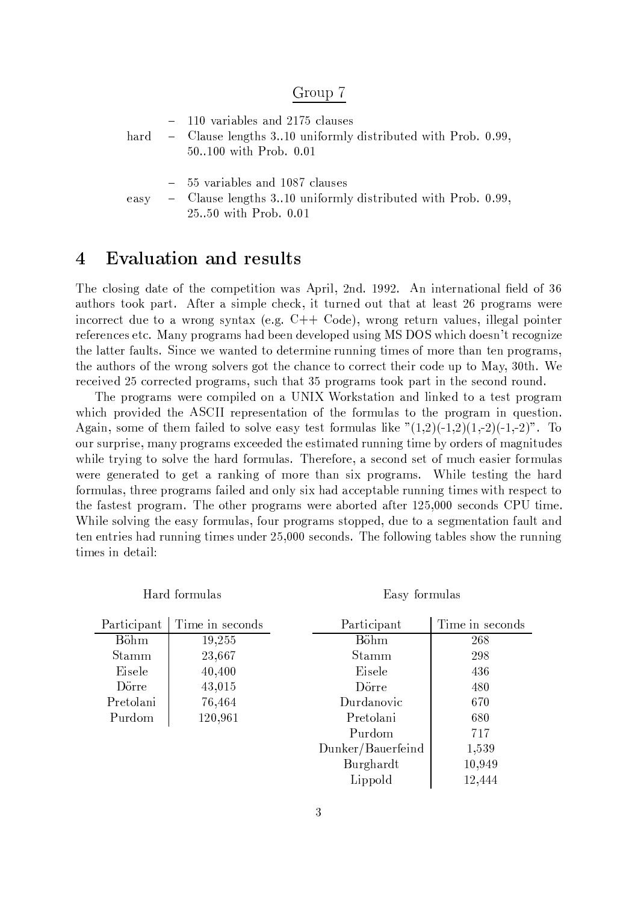Group 7

- hard
  - 110 variables and 2175 clauses
  - Clause lengths 3..10 uniformly distributed with Prob. 0.99, 50..100 with Prob. 0.01
- easy
  - 55 variables and 1087 clauses
  - Clause lengths 3..10 uniformly distributed with Prob. 0.99, 25..50 with Prob. 0.01

## 4 Evaluation and results

The closing date of the competition was April, 2nd. 1992. An international field of 36 authors took part. After a simple check, it turned out that at least 26 programs were incorrect due to a wrong syntax (e.g. C++ Code), wrong return values, illegal pointer references etc. Many programs had been developed using MS DOS which doesn't recognize the latter faults. Since we wanted to determine running times of more than ten programs, the authors of the wrong solvers got the chance to correct their code up to May, 30th. We received 25 corrected programs, such that 35 programs took part in the second round.

The programs were compiled on a UNIX Workstation and linked to a test program which provided the ASCII representation of the formulas to the program in question. Again, some of them failed to solve easy test formulas like "(1,2)(-1,2)(1,-2)(-1,-2)". To our surprise, many programs exceeded the estimated running time by orders of magnitudes while trying to solve the hard formulas. Therefore, a second set of much easier formulas were generated to get a ranking of more than six programs. While testing the hard formulas, three programs failed and only six had acceptable running times with respect to the fastest program. The other programs were aborted after 125,000 seconds CPU time. While solving the easy formulas, four programs stopped, due to a segmentation fault and ten entries had running times under 25,000 seconds. The following tables show the running times in detail:

Hard formulas

| Participant | Time in seconds |
|---|---|
| Böhm | 19,255 |
| Stamm | 23,667 |
| Eisele | 40,400 |
| Dörre | 43,015 |
| Pretolani | 76,464 |
| Purdom | 120,961 |

Easy formulas

| Participant | Time in seconds |
|---|---|
| Böhm | 268 |
| Stamm | 298 |
| Eisele | 436 |
| Dörre | 480 |
| Durdanovic | 670 |
| Pretolani | 680 |
| Purdom | 717 |
| Dunker/Bauerfeind | 1,539 |
| Burghardt | 10,949 |
| Lippold | 12,444 |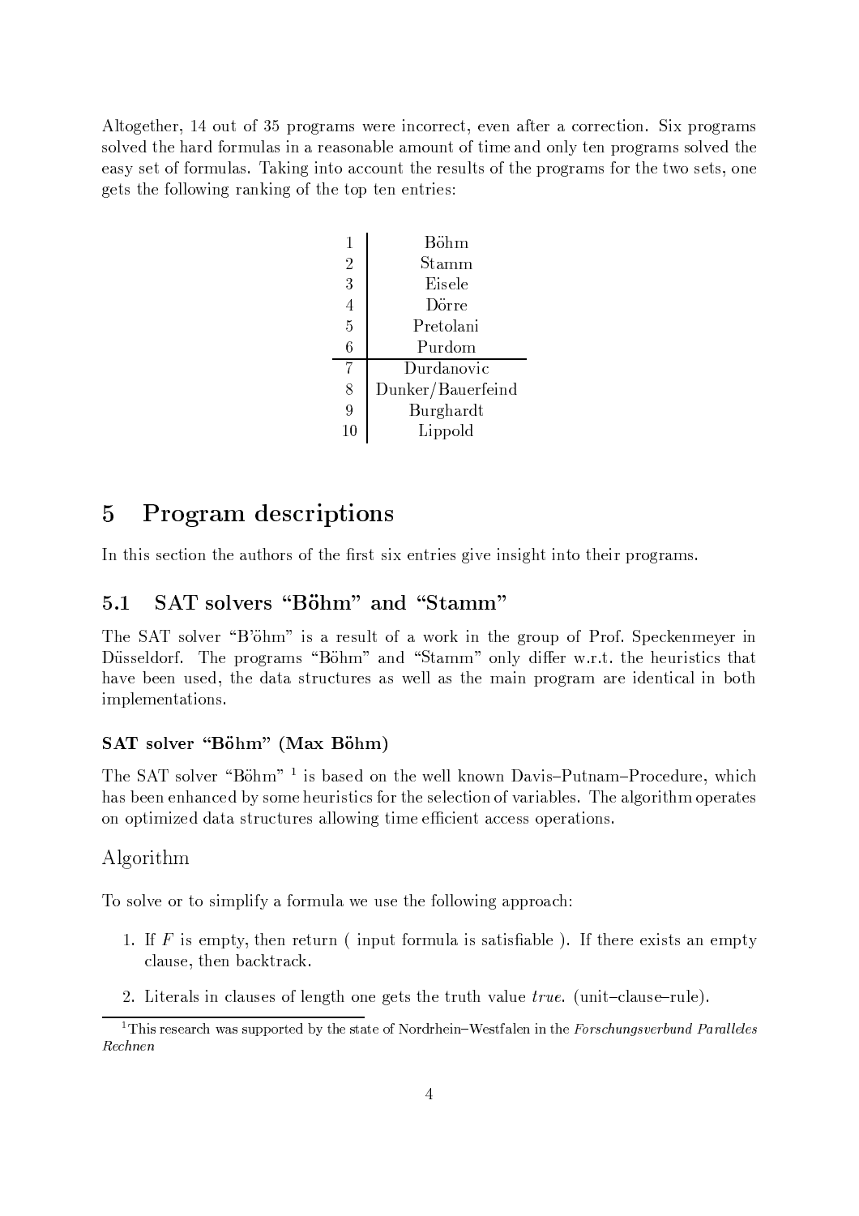Altogether, 14 out of 35 programs were incorrect, even after a correction. Six programs solved the hard formulas in a reasonable amount of time and only ten programs solved the easy set of formulas. Taking into account the results of the programs for the two sets, one gets the following ranking of the top ten entries:

| Rank | Entry |
|---|---|
| 1 | Böhm |
| 2 | Stamm |
| 3 | Eisele |
| 4 | Dörre |
| 5 | Pretolani |
| 6 | Purdom |
| 7 | Durdanovic |
| 8 | Dunker/Bauerfeind |
| 9 | Burghardt |
| 10 | Lippold |

# 5 Program descriptions

In this section the authors of the first six entries give insight into their programs.

## 5.1 SAT solvers "Böhm" and "Stamm"

The SAT solver "B'öhm" is a result of a work in the group of Prof. Speckenmeyer in Düsseldorf. The programs "Böhm" and "Stamm" only differ w.r.t. the heuristics that have been used, the data structures as well as the main program are identical in both implementations.

### SAT solver "Böhm" (Max Böhm)

The SAT solver "Böhm" [1] is based on the well known Davis–Putnam–Procedure, which has been enhanced by some heuristics for the selection of variables. The algorithm operates on optimized data structures allowing time efficient access operations.

### Algorithm

To solve or to simplify a formula we use the following approach:

1. If $F$ is empty, then return ( input formula is satisfiable ). If there exists an empty clause, then backtrack.
2. Literals in clauses of length one gets the truth value *true*. (unit–clause–rule).

[1] This research was supported by the state of Nordrhein–Westfalen in the *Forschungsverbund Paralleles Rechnen*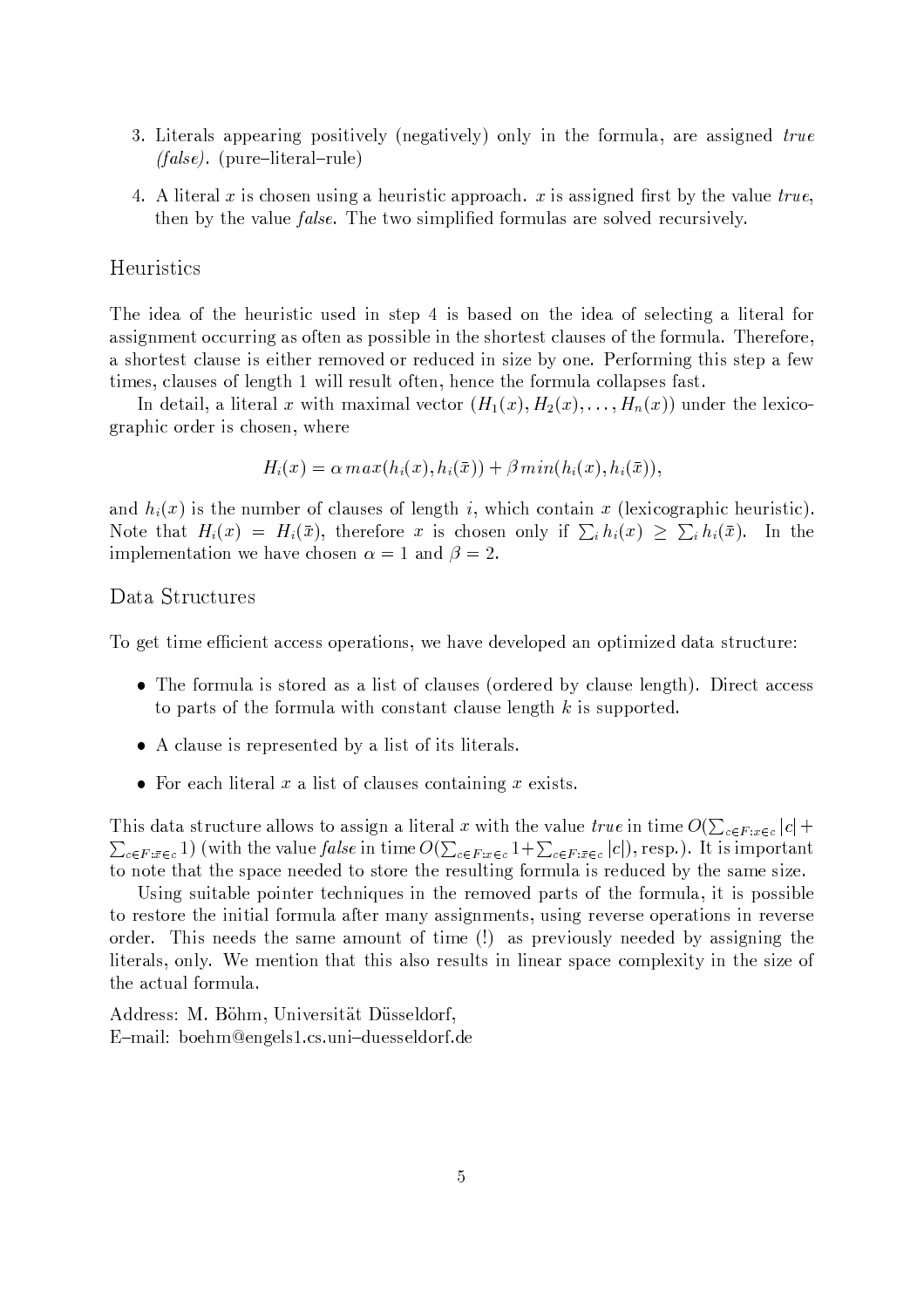3. Literals appearing positively (negatively) only in the formula, are assigned *true* *(false)*. (pure–literal–rule)

4. A literal $x$ is chosen using a heuristic approach. $x$ is assigned first by the value *true*, then by the value *false*. The two simplified formulas are solved recursively.

## Heuristics

The idea of the heuristic used in step 4 is based on the idea of selecting a literal for assignment occurring as often as possible in the shortest clauses of the formula. Therefore, a shortest clause is either removed or reduced in size by one. Performing this step a few times, clauses of length 1 will result often, hence the formula collapses fast.

In detail, a literal $x$ with maximal vector $(H_1(x), H_2(x), \ldots, H_n(x))$ under the lexicographic order is chosen, where

$$H_i(x) = \alpha\, max(h_i(x), h_i(\bar{x})) + \beta\, min(h_i(x), h_i(\bar{x})),$$

and $h_i(x)$ is the number of clauses of length $i$, which contain $x$ (lexicographic heuristic). Note that $H_i(x) = H_i(\bar{x})$, therefore $x$ is chosen only if $\sum_i h_i(x) \geq \sum_i h_i(\bar{x})$. In the implementation we have chosen $\alpha = 1$ and $\beta = 2$.

## Data Structures

To get time efficient access operations, we have developed an optimized data structure:

- The formula is stored as a list of clauses (ordered by clause length). Direct access to parts of the formula with constant clause length $k$ is supported.
- A clause is represented by a list of its literals.
- For each literal $x$ a list of clauses containing $x$ exists.

This data structure allows to assign a literal $x$ with the value *true* in time $O(\sum_{c \in F: x \in c} |c| + \sum_{c \in F: \bar{x} \in c} 1)$ (with the value *false* in time $O(\sum_{c \in F: x \in c} 1 + \sum_{c \in F: \bar{x} \in c} |c|)$, resp.). It is important to note that the space needed to store the resulting formula is reduced by the same size.

Using suitable pointer techniques in the removed parts of the formula, it is possible to restore the initial formula after many assignments, using reverse operations in reverse order. This needs the same amount of time (!) as previously needed by assigning the literals, only. We mention that this also results in linear space complexity in the size of the actual formula.

Address: M. Böhm, Universität Düsseldorf,
E–mail: boehm@engels1.cs.uni–duesseldorf.de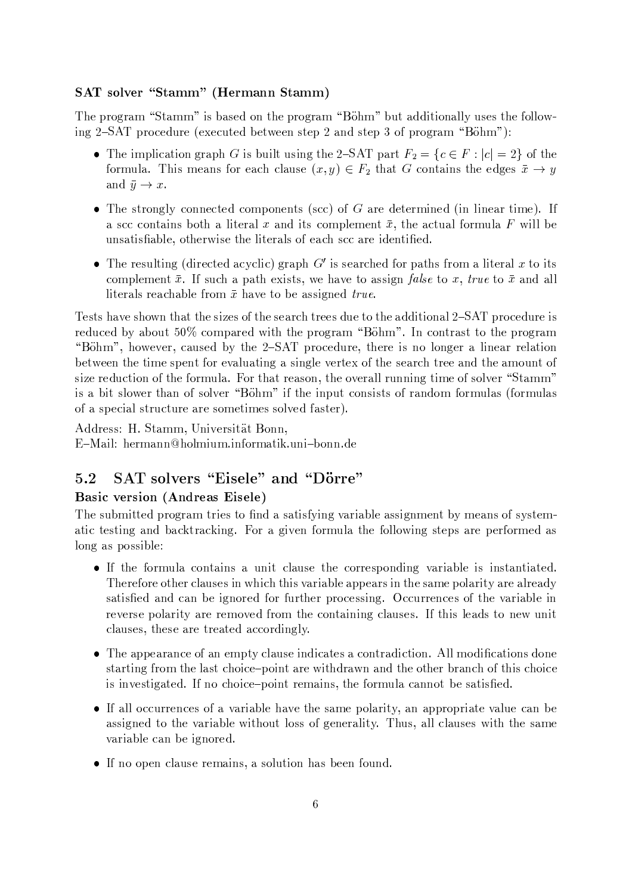**SAT solver "Stamm" (Hermann Stamm)**

The program "Stamm" is based on the program "Böhm" but additionally uses the following 2–SAT procedure (executed between step 2 and step 3 of program "Böhm"):

- The implication graph $G$ is built using the 2–SAT part $F_2 = \{c \in F : |c| = 2\}$ of the formula. This means for each clause $(x, y) \in F_2$ that $G$ contains the edges $\bar{x} \to y$ and $\bar{y} \to x$.
- The strongly connected components (scc) of $G$ are determined (in linear time). If a scc contains both a literal $x$ and its complement $\bar{x}$, the actual formula $F$ will be unsatisfiable, otherwise the literals of each scc are identified.
- The resulting (directed acyclic) graph $G'$ is searched for paths from a literal $x$ to its complement $\bar{x}$. If such a path exists, we have to assign *false* to $x$, *true* to $\bar{x}$ and all literals reachable from $\bar{x}$ have to be assigned *true*.

Tests have shown that the sizes of the search trees due to the additional 2–SAT procedure is reduced by about 50% compared with the program "Böhm". In contrast to the program "Böhm", however, caused by the 2–SAT procedure, there is no longer a linear relation between the time spent for evaluating a single vertex of the search tree and the amount of size reduction of the formula. For that reason, the overall running time of solver "Stamm" is a bit slower than of solver "Böhm" if the input consists of random formulas (formulas of a special structure are sometimes solved faster).

Address: H. Stamm, Universität Bonn,
E–Mail: hermann@holmium.informatik.uni–bonn.de

## 5.2 SAT solvers "Eisele" and "Dörre"

**Basic version (Andreas Eisele)**

The submitted program tries to find a satisfying variable assignment by means of systematic testing and backtracking. For a given formula the following steps are performed as long as possible:

- If the formula contains a unit clause the corresponding variable is instantiated. Therefore other clauses in which this variable appears in the same polarity are already satisfied and can be ignored for further processing. Occurrences of the variable in reverse polarity are removed from the containing clauses. If this leads to new unit clauses, these are treated accordingly.
- The appearance of an empty clause indicates a contradiction. All modifications done starting from the last choice–point are withdrawn and the other branch of this choice is investigated. If no choice–point remains, the formula cannot be satisfied.
- If all occurrences of a variable have the same polarity, an appropriate value can be assigned to the variable without loss of generality. Thus, all clauses with the same variable can be ignored.
- If no open clause remains, a solution has been found.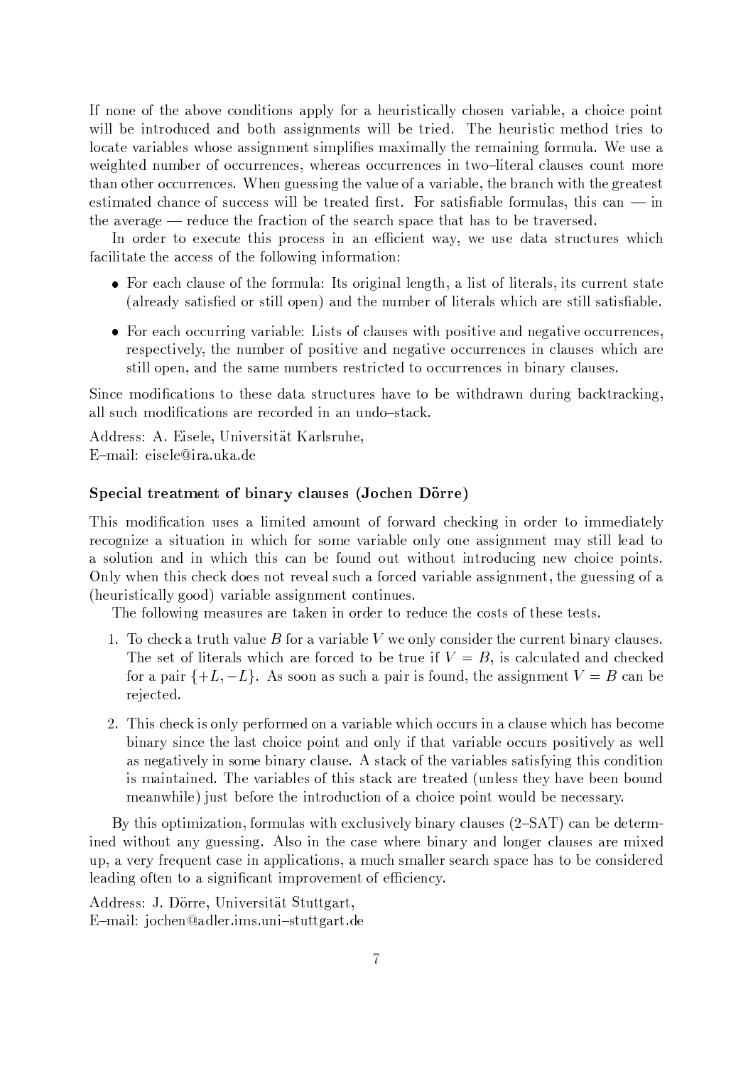If none of the above conditions apply for a heuristically chosen variable, a choice point will be introduced and both assignments will be tried. The heuristic method tries to locate variables whose assignment simplifies maximally the remaining formula. We use a weighted number of occurrences, whereas occurrences in two–literal clauses count more than other occurrences. When guessing the value of a variable, the branch with the greatest estimated chance of success will be treated first. For satisfiable formulas, this can — in the average — reduce the fraction of the search space that has to be traversed.

In order to execute this process in an efficient way, we use data structures which facilitate the access of the following information:

- For each clause of the formula: Its original length, a list of literals, its current state (already satisfied or still open) and the number of literals which are still satisfiable.
- For each occurring variable: Lists of clauses with positive and negative occurrences, respectively, the number of positive and negative occurrences in clauses which are still open, and the same numbers restricted to occurrences in binary clauses.

Since modifications to these data structures have to be withdrawn during backtracking, all such modifications are recorded in an undo–stack.

Address: A. Eisele, Universität Karlsruhe,
E–mail: eisele@ira.uka.de

### Special treatment of binary clauses (Jochen Dörre)

This modification uses a limited amount of forward checking in order to immediately recognize a situation in which for some variable only one assignment may still lead to a solution and in which this can be found out without introducing new choice points. Only when this check does not reveal such a forced variable assignment, the guessing of a (heuristically good) variable assignment continues.

The following measures are taken in order to reduce the costs of these tests.

1. To check a truth value $B$ for a variable $V$ we only consider the current binary clauses. The set of literals which are forced to be true if $V = B$, is calculated and checked for a pair $\{+L, -L\}$. As soon as such a pair is found, the assignment $V = B$ can be rejected.
2. This check is only performed on a variable which occurs in a clause which has become binary since the last choice point and only if that variable occurs positively as well as negatively in some binary clause. A stack of the variables satisfying this condition is maintained. The variables of this stack are treated (unless they have been bound meanwhile) just before the introduction of a choice point would be necessary.

By this optimization, formulas with exclusively binary clauses (2–SAT) can be determined without any guessing. Also in the case where binary and longer clauses are mixed up, a very frequent case in applications, a much smaller search space has to be considered leading often to a significant improvement of efficiency.

Address: J. Dörre, Universität Stuttgart,
E–mail: jochen@adler.ims.uni–stuttgart.de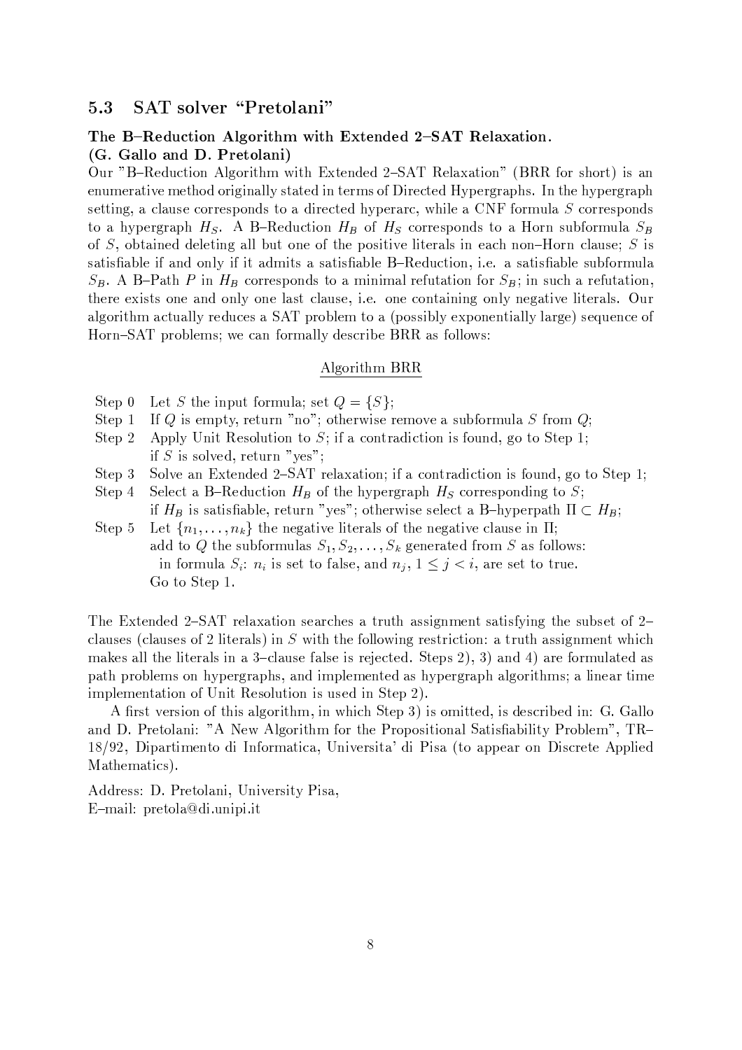## 5.3 SAT solver "Pretolani"

**The B–Reduction Algorithm with Extended 2–SAT Relaxation.**
**(G. Gallo and D. Pretolani)**

Our "B–Reduction Algorithm with Extended 2–SAT Relaxation" (BRR for short) is an enumerative method originally stated in terms of Directed Hypergraphs. In the hypergraph setting, a clause corresponds to a directed hyperarc, while a CNF formula $S$ corresponds to a hypergraph $H_S$. A B–Reduction $H_B$ of $H_S$ corresponds to a Horn subformula $S_B$ of $S$, obtained deleting all but one of the positive literals in each non–Horn clause; $S$ is satisfiable if and only if it admits a satisfiable B–Reduction, i.e. a satisfiable subformula $S_B$. A B–Path $P$ in $H_B$ corresponds to a minimal refutation for $S_B$; in such a refutation, there exists one and only one last clause, i.e. one containing only negative literals. Our algorithm actually reduces a SAT problem to a (possibly exponentially large) sequence of Horn–SAT problems; we can formally describe BRR as follows:

<u>Algorithm BRR</u>

- Step 0 Let $S$ the input formula; set $Q = \{S\}$;
- Step 1 If $Q$ is empty, return "no"; otherwise remove a subformula $S$ from $Q$;
- Step 2 Apply Unit Resolution to $S$; if a contradiction is found, go to Step 1; if $S$ is solved, return "yes";
- Step 3 Solve an Extended 2–SAT relaxation; if a contradiction is found, go to Step 1;
- Step 4 Select a B–Reduction $H_B$ of the hypergraph $H_S$ corresponding to $S$; if $H_B$ is satisfiable, return "yes"; otherwise select a B–hyperpath $\Pi \subset H_B$;
- Step 5 Let $\{n_1, \ldots, n_k\}$ the negative literals of the negative clause in $\Pi$; add to $Q$ the subformulas $S_1, S_2, \ldots, S_k$ generated from $S$ as follows: in formula $S_i$: $n_i$ is set to false, and $n_j$, $1 \leq j < i$, are set to true. Go to Step 1.

The Extended 2–SAT relaxation searches a truth assignment satisfying the subset of 2–clauses (clauses of 2 literals) in $S$ with the following restriction: a truth assignment which makes all the literals in a 3–clause false is rejected. Steps 2), 3) and 4) are formulated as path problems on hypergraphs, and implemented as hypergraph algorithms; a linear time implementation of Unit Resolution is used in Step 2).

A first version of this algorithm, in which Step 3) is omitted, is described in: G. Gallo and D. Pretolani: "A New Algorithm for the Propositional Satisfiability Problem", TR–18/92, Dipartimento di Informatica, Universita' di Pisa (to appear on Discrete Applied Mathematics).

Address: D. Pretolani, University Pisa,
E–mail: pretola@di.unipi.it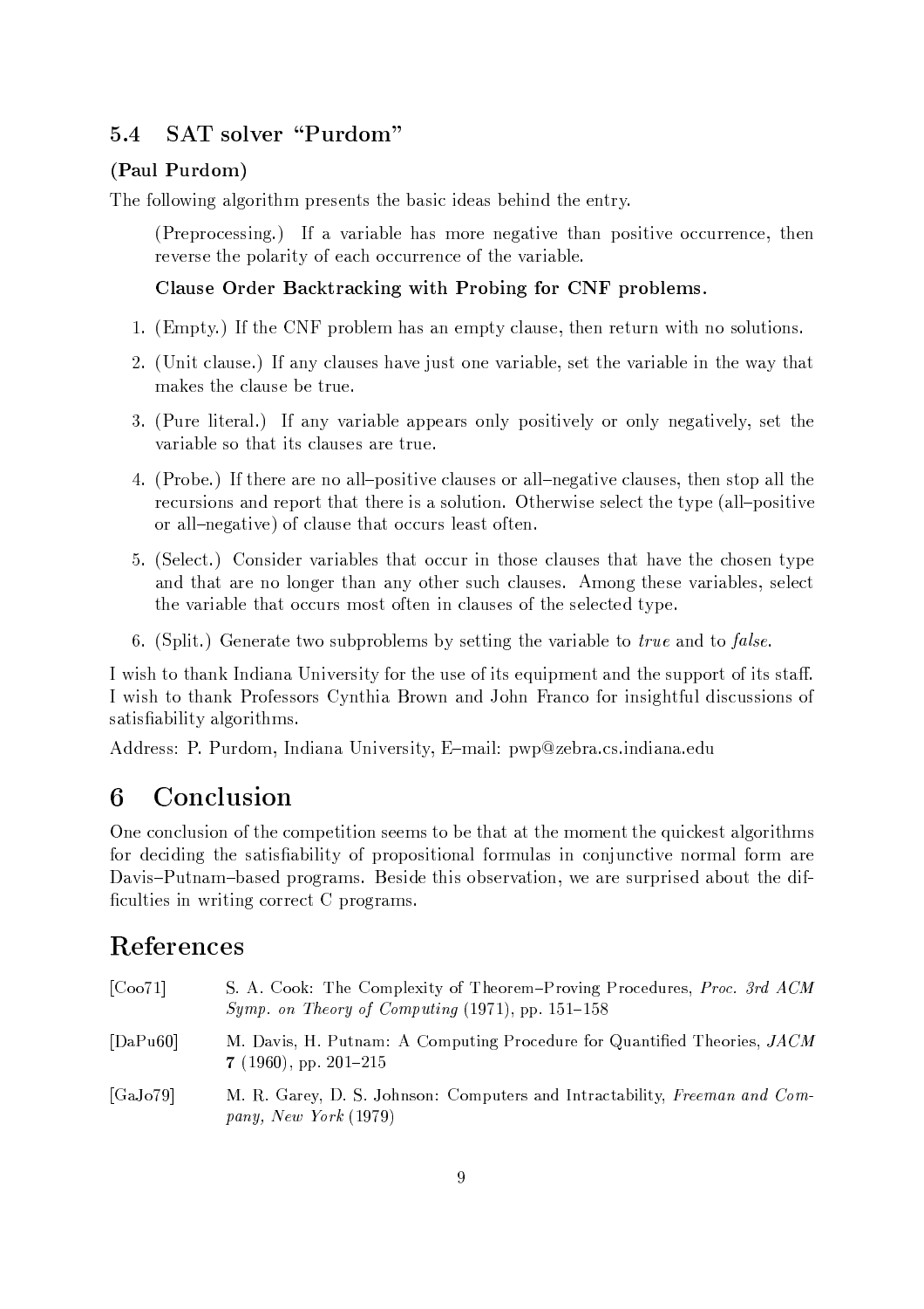### 5.4 SAT solver "Purdom"

**(Paul Purdom)**

The following algorithm presents the basic ideas behind the entry.

> (Preprocessing.) If a variable has more negative than positive occurrence, then reverse the polarity of each occurrence of the variable.
>
> **Clause Order Backtracking with Probing for CNF problems.**

1. (Empty.) If the CNF problem has an empty clause, then return with no solutions.
2. (Unit clause.) If any clauses have just one variable, set the variable in the way that makes the clause be true.
3. (Pure literal.) If any variable appears only positively or only negatively, set the variable so that its clauses are true.
4. (Probe.) If there are no all–positive clauses or all–negative clauses, then stop all the recursions and report that there is a solution. Otherwise select the type (all–positive or all–negative) of clause that occurs least often.
5. (Select.) Consider variables that occur in those clauses that have the chosen type and that are no longer than any other such clauses. Among these variables, select the variable that occurs most often in clauses of the selected type.
6. (Split.) Generate two subproblems by setting the variable to *true* and to *false*.

I wish to thank Indiana University for the use of its equipment and the support of its staff. I wish to thank Professors Cynthia Brown and John Franco for insightful discussions of satisfiability algorithms.

Address: P. Purdom, Indiana University, E–mail: pwp@zebra.cs.indiana.edu

## 6 Conclusion

One conclusion of the competition seems to be that at the moment the quickest algorithms for deciding the satisfiability of propositional formulas in conjunctive normal form are Davis–Putnam–based programs. Beside this observation, we are surprised about the difficulties in writing correct C programs.

## References

[Coo71] S. A. Cook: The Complexity of Theorem–Proving Procedures, *Proc. 3rd ACM Symp. on Theory of Computing* (1971), pp. 151–158

[DaPu60] M. Davis, H. Putnam: A Computing Procedure for Quantified Theories, *JACM* **7** (1960), pp. 201–215

[GaJo79] M. R. Garey, D. S. Johnson: Computers and Intractability, *Freeman and Company, New York* (1979)